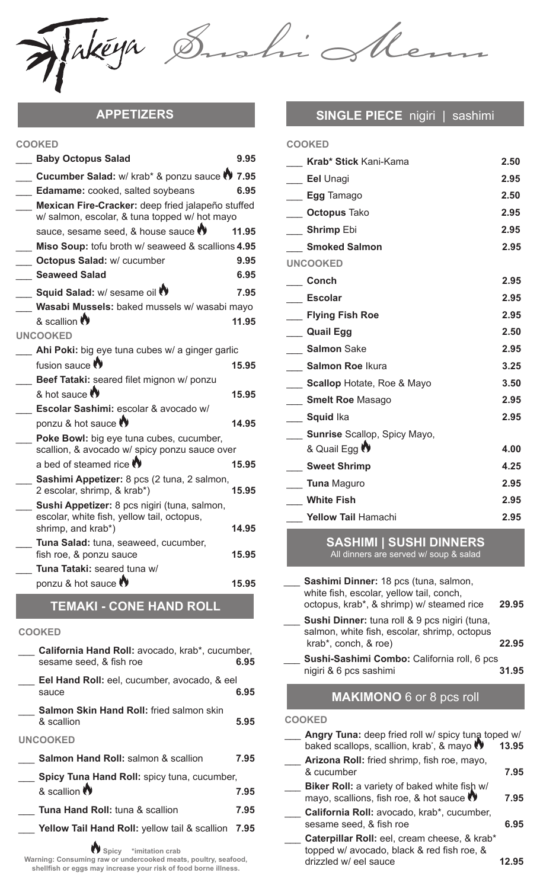# Takéya Sushi Menu

## APPETIZERS

### COOKED

- ___ **Baby Octopus Salad** 9.95
- ___ **Cucumber Salad:** w/ krab* & ponzu sauce 🔥 7.95
- ___ **Edamame:** cooked, salted soybeans 6.95
- ___ **Mexican Fire-Cracker:** deep fried jalapeño stuffed w/ salmon, escolar, & tuna topped w/ hot mayo sauce, sesame seed, & house sauce 🔥 11.95
- ___ **Miso Soup:** tofu broth w/ seaweed & scallions 4.95
- ___ **Octopus Salad:** w/ cucumber 9.95
- ___ **Seaweed Salad** 6.95
- ___ **Squid Salad:** w/ sesame oil 🔥 7.95
- ___ **Wasabi Mussels:** baked mussels w/ wasabi mayo & scallion 🔥 11.95

### UNCOOKED

- ___ **Ahi Poki:** big eye tuna cubes w/ a ginger garlic fusion sauce 🔥 15.95
- ___ **Beef Tataki:** seared filet mignon w/ ponzu & hot sauce 🔥 15.95
- ___ **Escolar Sashimi:** escolar & avocado w/ ponzu & hot sauce 🔥 14.95
- ___ **Poke Bowl:** big eye tuna cubes, cucumber, scallion, & avocado w/ spicy ponzu sauce over a bed of steamed rice 🔥 15.95
- ___ **Sashimi Appetizer:** 8 pcs (2 tuna, 2 salmon, 2 escolar, shrimp, & krab*) 15.95
- ___ **Sushi Appetizer:** 8 pcs nigiri (tuna, salmon, escolar, white fish, yellow tail, octopus, shrimp, and krab*) 14.95
- ___ **Tuna Salad:** tuna, seaweed, cucumber, fish roe, & ponzu sauce 15.95
- ___ **Tuna Tataki:** seared tuna w/ ponzu & hot sauce 🔥 15.95

## TEMAKI - CONE HAND ROLL

### COOKED

- ___ **California Hand Roll:** avocado, krab*, cucumber, sesame seed, & fish roe 6.95
- ___ **Eel Hand Roll:** eel, cucumber, avocado, & eel sauce 6.95
- ___ **Salmon Skin Hand Roll:** fried salmon skin & scallion 5.95

### UNCOOKED

- ___ **Salmon Hand Roll:** salmon & scallion 7.95
- ___ **Spicy Tuna Hand Roll:** spicy tuna, cucumber, & scallion 🔥 7.95
- ___ **Tuna Hand Roll:** tuna & scallion 7.95
- ___ **Yellow Tail Hand Roll:** yellow tail & scallion 7.95

🔥 Spicy *imitation crab

**Warning: Consuming raw or undercooked meats, poultry, seafood, shellfish or eggs may increase your risk of food borne illness.**

## SINGLE PIECE nigiri | sashimi

### COOKED

- ___ **Krab* Stick** Kani-Kama 2.50
- ___ **Eel** Unagi 2.95
- ___ **Egg** Tamago 2.50
- ___ **Octopus** Tako 2.95
- ___ **Shrimp** Ebi 2.95
- ___ **Smoked Salmon** 2.95

### UNCOOKED

- ___ **Conch** 2.95
- ___ **Escolar** 2.95
- ___ **Flying Fish Roe** 2.95
- ___ **Quail Egg** 2.50
- ___ **Salmon** Sake 2.95
- ___ **Salmon Roe** Ikura 3.25
- ___ **Scallop** Hotate, Roe & Mayo 3.50
- ___ **Smelt Roe** Masago 2.95
- ___ **Squid** Ika 2.95
- ___ **Sunrise** Scallop, Spicy Mayo, & Quail Egg 🔥 4.00
- ___ **Sweet Shrimp** 4.25
- ___ **Tuna** Maguro 2.95
- ___ **White Fish** 2.95
- ___ **Yellow Tail** Hamachi 2.95

## SASHIMI | SUSHI DINNERS

All dinners are served w/ soup & salad

- ___ **Sashimi Dinner:** 18 pcs (tuna, salmon, white fish, escolar, yellow tail, conch, octopus, krab*, & shrimp) w/ steamed rice 29.95
- ___ **Sushi Dinner:** tuna roll & 9 pcs nigiri (tuna, salmon, white fish, escolar, shrimp, octopus krab*, conch, & roe) 22.95
- ___ **Sushi-Sashimi Combo:** California roll, 6 pcs nigiri & 6 pcs sashimi 31.95

## MAKIMONO 6 or 8 pcs roll

### COOKED

- ___ **Angry Tuna:** deep fried roll w/ spicy tuna toped w/ baked scallops, scallion, krab*, & mayo 🔥 13.95
- ___ **Arizona Roll:** fried shrimp, fish roe, mayo, & cucumber 7.95
- ___ **Biker Roll:** a variety of baked white fish w/ mayo, scallions, fish roe, & hot sauce 🔥 7.95
- ___ **California Roll:** avocado, krab*, cucumber, sesame seed, & fish roe 6.95
- ___ **Caterpillar Roll:** eel, cream cheese, & krab* topped w/ avocado, black & red fish roe, & drizzled w/ eel sauce 12.95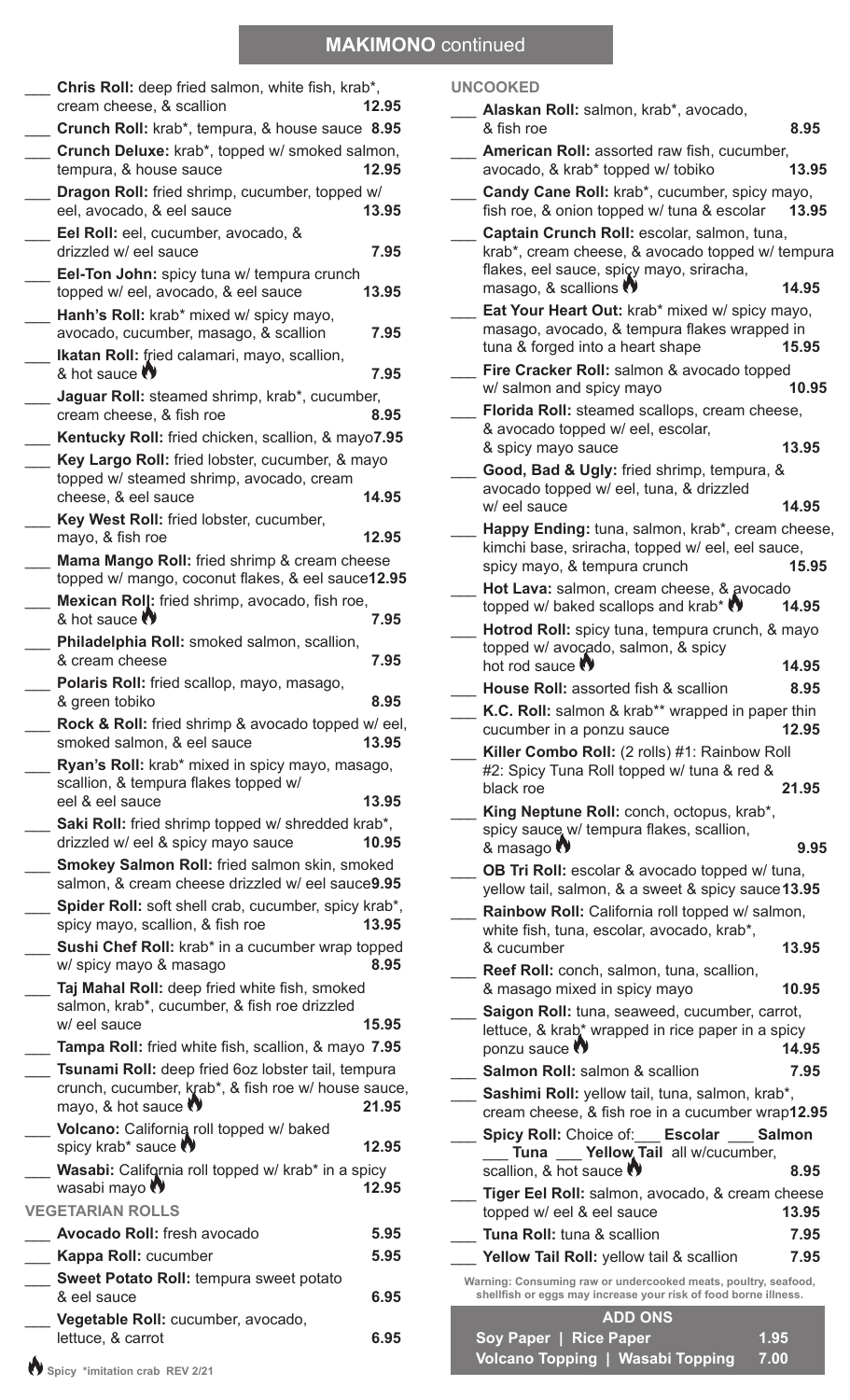## MAKIMONO continued

___ **Chris Roll:** deep fried salmon, white fish, krab*, cream cheese, & scallion 12.95

___ **Crunch Roll:** krab*, tempura, & house sauce 8.95

___ **Crunch Deluxe:** krab*, topped w/ smoked salmon, tempura, & house sauce 12.95

___ **Dragon Roll:** fried shrimp, cucumber, topped w/ eel, avocado, & eel sauce 13.95

___ **Eel Roll:** eel, cucumber, avocado, & drizzled w/ eel sauce 7.95

___ **Eel-Ton John:** spicy tuna w/ tempura crunch topped w/ eel, avocado, & eel sauce 13.95

___ **Hanh's Roll:** krab* mixed w/ spicy mayo, avocado, cucumber, masago, & scallion 7.95

___ **Ikatan Roll:** fried calamari, mayo, scallion, & hot sauce (Spicy) 7.95

___ **Jaguar Roll:** steamed shrimp, krab*, cucumber, cream cheese, & fish roe 8.95

___ **Kentucky Roll:** fried chicken, scallion, & mayo 7.95

___ **Key Largo Roll:** fried lobster, cucumber, & mayo topped w/ steamed shrimp, avocado, cream cheese, & eel sauce 14.95

___ **Key West Roll:** fried lobster, cucumber, mayo, & fish roe 12.95

___ **Mama Mango Roll:** fried shrimp & cream cheese topped w/ mango, coconut flakes, & eel sauce 12.95

___ **Mexican Roll:** fried shrimp, avocado, fish roe, & hot sauce (Spicy) 7.95

___ **Philadelphia Roll:** smoked salmon, scallion, & cream cheese 7.95

___ **Polaris Roll:** fried scallop, mayo, masago, & green tobiko 8.95

___ **Rock & Roll:** fried shrimp & avocado topped w/ eel, smoked salmon, & eel sauce 13.95

___ **Ryan's Roll:** krab* mixed in spicy mayo, masago, scallion, & tempura flakes topped w/ eel & eel sauce 13.95

___ **Saki Roll:** fried shrimp topped w/ shredded krab*, drizzled w/ eel & spicy mayo sauce 10.95

___ **Smokey Salmon Roll:** fried salmon skin, smoked salmon, & cream cheese drizzled w/ eel sauce 9.95

___ **Spider Roll:** soft shell crab, cucumber, spicy krab*, spicy mayo, scallion, & fish roe 13.95

___ **Sushi Chef Roll:** krab* in a cucumber wrap topped w/ spicy mayo & masago 8.95

___ **Taj Mahal Roll:** deep fried white fish, smoked salmon, krab*, cucumber, & fish roe drizzled w/ eel sauce 15.95

___ **Tampa Roll:** fried white fish, scallion, & mayo 7.95

___ **Tsunami Roll:** deep fried 6oz lobster tail, tempura crunch, cucumber, krab*, & fish roe w/ house sauce, mayo, & hot sauce (Spicy) 21.95

___ **Volcano:** California roll topped w/ baked spicy krab* sauce (Spicy) 12.95

___ **Wasabi:** California roll topped w/ krab* in a spicy wasabi mayo (Spicy) 12.95

### VEGETARIAN ROLLS

___ **Avocado Roll:** fresh avocado 5.95

___ **Kappa Roll:** cucumber 5.95

___ **Sweet Potato Roll:** tempura sweet potato & eel sauce 6.95

___ **Vegetable Roll:** cucumber, avocado, lettuce, & carrot 6.95

### UNCOOKED

___ **Alaskan Roll:** salmon, krab*, avocado, & fish roe 8.95

___ **American Roll:** assorted raw fish, cucumber, avocado, & krab* topped w/ tobiko 13.95

___ **Candy Cane Roll:** krab*, cucumber, spicy mayo, fish roe, & onion topped w/ tuna & escolar 13.95

___ **Captain Crunch Roll:** escolar, salmon, tuna, krab*, cream cheese, & avocado topped w/ tempura flakes, eel sauce, spicy mayo, sriracha, masago, & scallions (Spicy) 14.95

___ **Eat Your Heart Out:** krab* mixed w/ spicy mayo, masago, avocado, & tempura flakes wrapped in tuna & forged into a heart shape 15.95

___ **Fire Cracker Roll:** salmon & avocado topped w/ salmon and spicy mayo 10.95

___ **Florida Roll:** steamed scallops, cream cheese, & avocado topped w/ eel, escolar, & spicy mayo sauce 13.95

___ **Good, Bad & Ugly:** fried shrimp, tempura, & avocado topped w/ eel, tuna, & drizzled w/ eel sauce 14.95

___ **Happy Ending:** tuna, salmon, krab*, cream cheese, kimchi base, sriracha, topped w/ eel, eel sauce, spicy mayo, & tempura crunch 15.95

___ **Hot Lava:** salmon, cream cheese, & avocado topped w/ baked scallops and krab* (Spicy) 14.95

___ **Hotrod Roll:** spicy tuna, tempura crunch, & mayo topped w/ avocado, salmon, & spicy hot rod sauce (Spicy) 14.95

___ **House Roll:** assorted fish & scallion 8.95

___ **K.C. Roll:** salmon & krab** wrapped in paper thin cucumber in a ponzu sauce 12.95

___ **Killer Combo Roll:** (2 rolls) #1: Rainbow Roll #2: Spicy Tuna Roll topped w/ tuna & red & black roe 21.95

___ **King Neptune Roll:** conch, octopus, krab*, spicy sauce w/ tempura flakes, scallion, & masago (Spicy) 9.95

___ **OB Tri Roll:** escolar & avocado topped w/ tuna, yellow tail, salmon, & a sweet & spicy sauce 13.95

___ **Rainbow Roll:** California roll topped w/ salmon, white fish, tuna, escolar, avocado, krab*, & cucumber 13.95

___ **Reef Roll:** conch, salmon, tuna, scallion, & masago mixed in spicy mayo 10.95

___ **Saigon Roll:** tuna, seaweed, cucumber, carrot, lettuce, & krab* wrapped in rice paper in a spicy ponzu sauce (Spicy) 14.95

___ **Salmon Roll:** salmon & scallion 7.95

___ **Sashimi Roll:** yellow tail, tuna, salmon, krab*, cream cheese, & fish roe in a cucumber wrap 12.95

___ **Spicy Roll:** Choice of: ___ **Escolar** ___ **Salmon** ___ **Tuna** ___ **Yellow Tail** all w/cucumber, scallion, & hot sauce (Spicy) 8.95

___ **Tiger Eel Roll:** salmon, avocado, & cream cheese topped w/ eel & eel sauce 13.95

___ **Tuna Roll:** tuna & scallion 7.95

___ **Yellow Tail Roll:** yellow tail & scallion 7.95

**Warning: Consuming raw or undercooked meats, poultry, seafood, shellfish or eggs may increase your risk of food borne illness.**

### ADD ONS

| | |
|---|---|
| **Soy Paper \| Rice Paper** | **1.95** |
| **Volcano Topping \| Wasabi Topping** | **7.00** |

(Spicy) Spicy *imitation crab REV 2/21